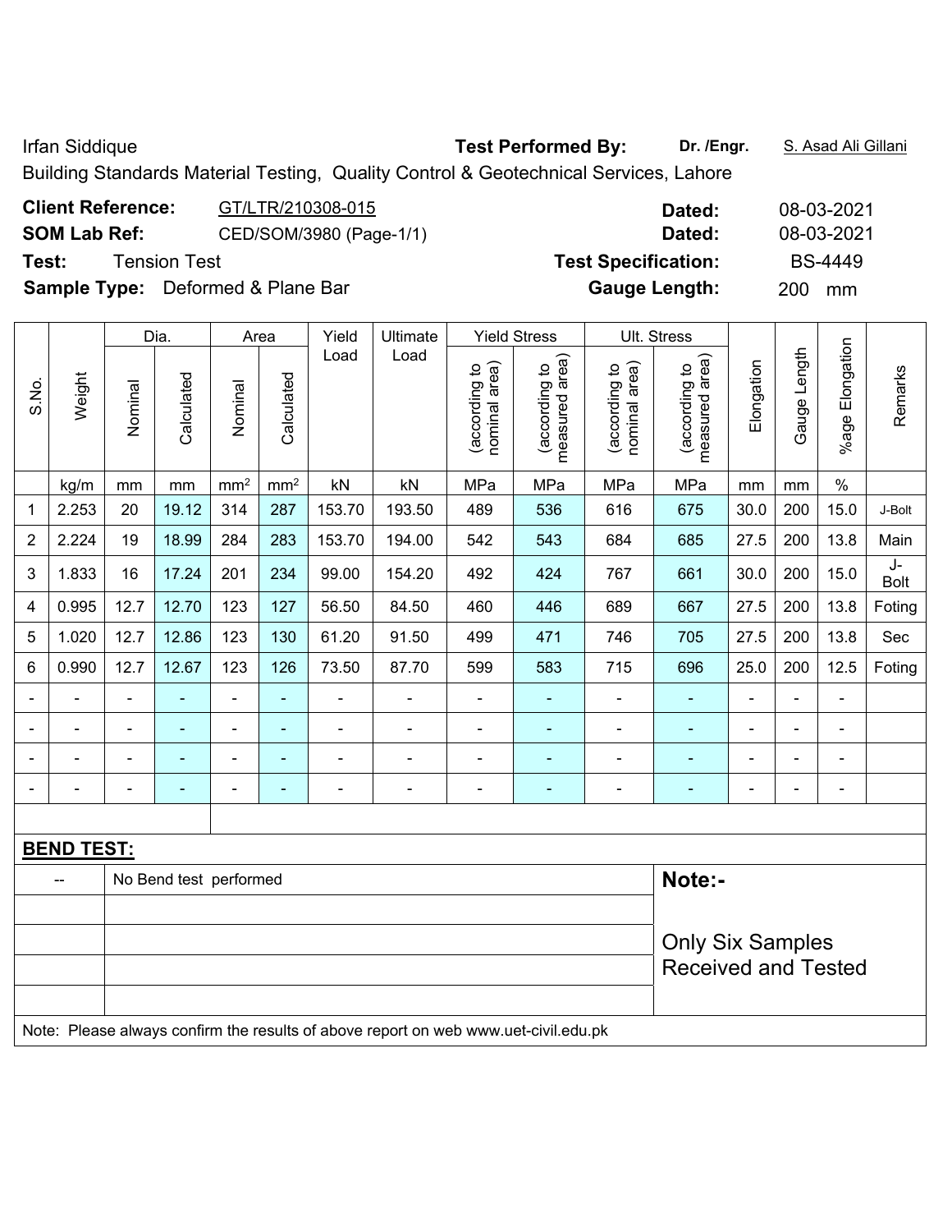Irfan Siddique **Test Performed By:** **Dr. /Engr.** S. Asad Ali Gillani

Building Standards Material Testing, Quality Control & Geotechnical Services, Lahore

**Client Reference:** GT/LTR/210308-015 **Dated:** 08-03-2021

**SOM Lab Ref:** CED/SOM/3980 (Page-1/1) **Dated:** 08-03-2021

**Test:** Tension Test **Test Specification:** BS-4449

**Sample Type:** Deformed & Plane Bar **Gauge Length:** 200 mm

| S.No. | Weight | Dia. | | Area | | Yield Load | Ultimate Load | Yield Stress | | Ult. Stress | | Elongation | Gauge Length | %age Elongation | Remarks |
|---|---|---|---|---|---|---|---|---|---|---|---|---|---|---|---|
| | | Nominal | Calculated | Nominal | Calculated | | | (according to nominal area) | (according to measured area) | (according to nominal area) | (according to measured area) | | | | |
| | kg/m | mm | mm | mm² | mm² | kN | kN | MPa | MPa | MPa | MPa | mm | mm | % | |
| 1 | 2.253 | 20 | 19.12 | 314 | 287 | 153.70 | 193.50 | 489 | 536 | 616 | 675 | 30.0 | 200 | 15.0 | J-Bolt |
| 2 | 2.224 | 19 | 18.99 | 284 | 283 | 153.70 | 194.00 | 542 | 543 | 684 | 685 | 27.5 | 200 | 13.8 | Main |
| 3 | 1.833 | 16 | 17.24 | 201 | 234 | 99.00 | 154.20 | 492 | 424 | 767 | 661 | 30.0 | 200 | 15.0 | J-Bolt |
| 4 | 0.995 | 12.7 | 12.70 | 123 | 127 | 56.50 | 84.50 | 460 | 446 | 689 | 667 | 27.5 | 200 | 13.8 | Foting |
| 5 | 1.020 | 12.7 | 12.86 | 123 | 130 | 61.20 | 91.50 | 499 | 471 | 746 | 705 | 27.5 | 200 | 13.8 | Sec |
| 6 | 0.990 | 12.7 | 12.67 | 123 | 126 | 73.50 | 87.70 | 599 | 583 | 715 | 696 | 25.0 | 200 | 12.5 | Foting |
| - | - | - | - | - | - | - | - | - | - | - | - | - | - | - | |
| - | - | - | - | - | - | - | - | - | - | - | - | - | - | - | |
| - | - | - | - | - | - | - | - | - | - | - | - | - | - | - | |
| - | - | - | - | - | - | - | - | - | - | - | - | - | - | - | |

**BEND TEST:**

| | | |
|---|---|---|
| -- | No Bend test performed | **Note:-** Only Six Samples Received and Tested |

Note: Please always confirm the results of above report on web www.uet-civil.edu.pk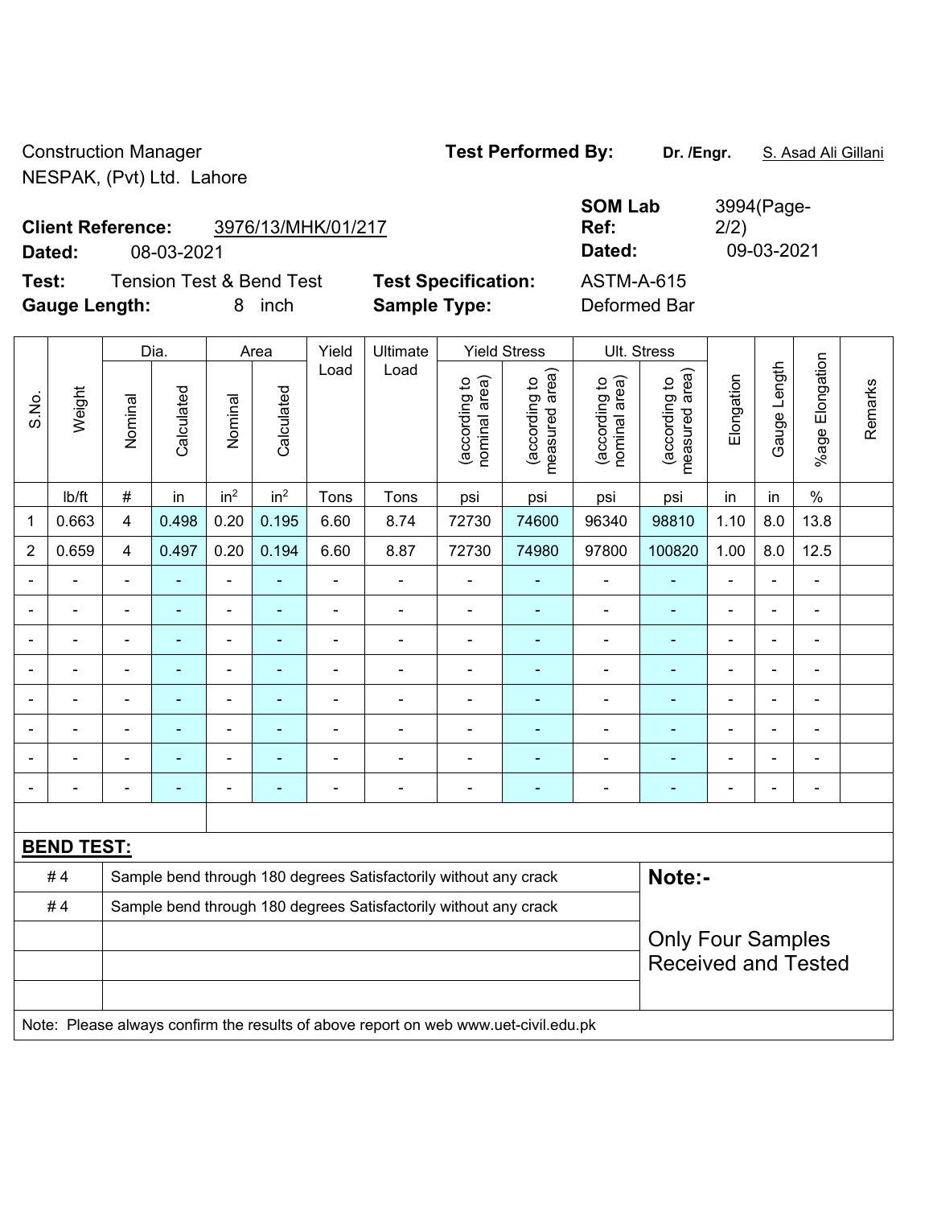Construction Manager
NESPAK, (Pvt) Ltd. Lahore

**Test Performed By:** **Dr. /Engr.** S. Asad Ali Gillani

**Client Reference:** 3976/13/MHK/01/217
**Dated:** 08-03-2021

**SOM Lab Ref:** 3994(Page-2/2)
**Dated:** 09-03-2021

**Test:** Tension Test & Bend Test
**Gauge Length:** 8 inch

**Test Specification:** ASTM-A-615
**Sample Type:** Deformed Bar

| S.No. | Weight | Dia. | | Area | | Yield Load | Ultimate Load | Yield Stress | | Ult. Stress | | Elongation | Gauge Length | %age Elongation | Remarks |
|---|---|---|---|---|---|---|---|---|---|---|---|---|---|---|---|
| | | Nominal | Calculated | Nominal | Calculated | | | (according to nominal area) | (according to measured area) | (according to nominal area) | (according to measured area) | | | | |
| | lb/ft | # | in | $in^2$ | $in^2$ | Tons | Tons | psi | psi | psi | psi | in | in | % | |
| 1 | 0.663 | 4 | 0.498 | 0.20 | 0.195 | 6.60 | 8.74 | 72730 | 74600 | 96340 | 98810 | 1.10 | 8.0 | 13.8 | |
| 2 | 0.659 | 4 | 0.497 | 0.20 | 0.194 | 6.60 | 8.87 | 72730 | 74980 | 97800 | 100820 | 1.00 | 8.0 | 12.5 | |
| - | - | - | - | - | - | - | - | - | - | - | - | - | - | - | |
| - | - | - | - | - | - | - | - | - | - | - | - | - | - | - | |
| - | - | - | - | - | - | - | - | - | - | - | - | - | - | - | |
| - | - | - | - | - | - | - | - | - | - | - | - | - | - | - | |
| - | - | - | - | - | - | - | - | - | - | - | - | - | - | - | |
| - | - | - | - | - | - | - | - | - | - | - | - | - | - | - | |
| - | - | - | - | - | - | - | - | - | - | - | - | - | - | - | |
| - | - | - | - | - | - | - | - | - | - | - | - | - | - | - | |

**BEND TEST:**

| | | |
|---|---|---|
| # 4 | Sample bend through 180 degrees Satisfactorily without any crack | **Note:-** |
| # 4 | Sample bend through 180 degrees Satisfactorily without any crack | |
| | | Only Four Samples Received and Tested |
| | | |
| | | |

Note: Please always confirm the results of above report on web www.uet-civil.edu.pk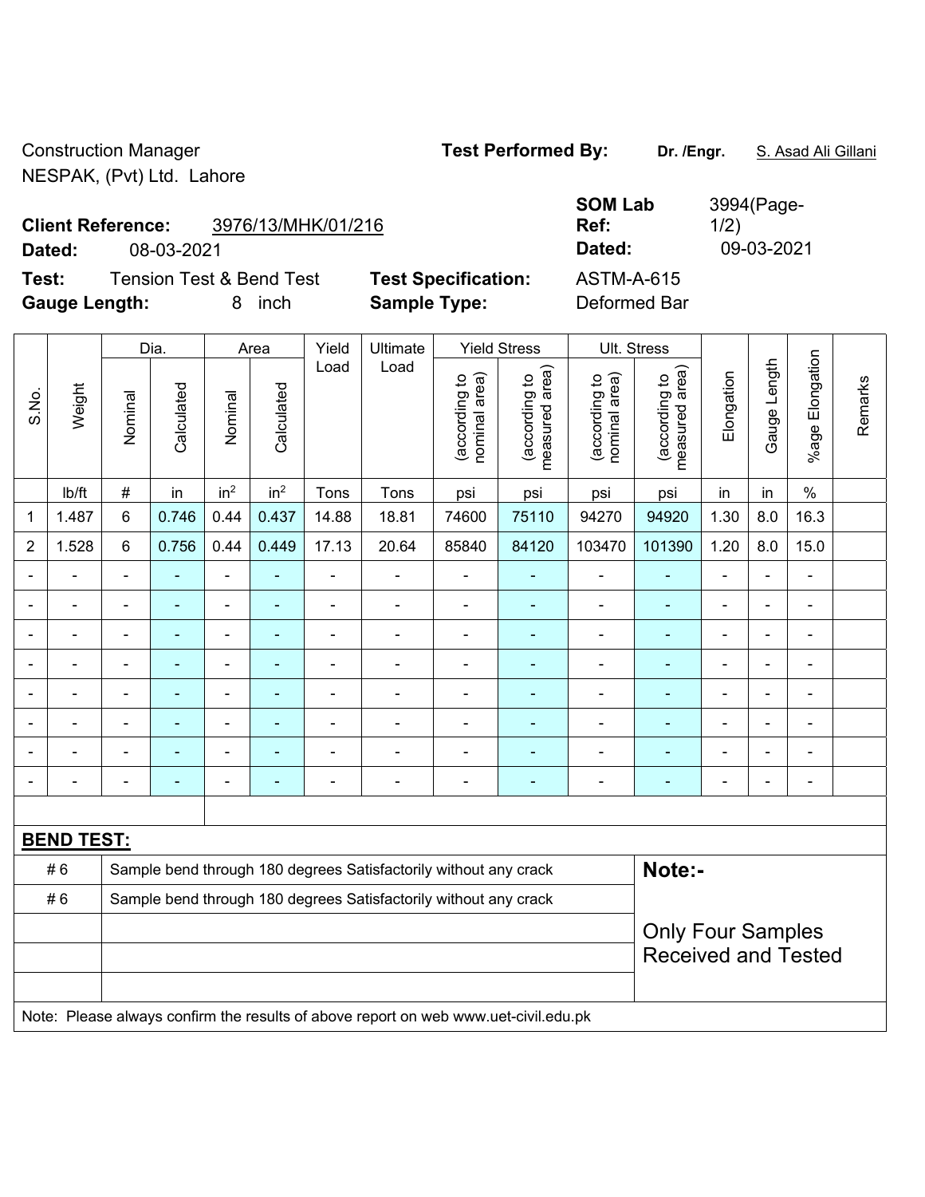Construction Manager
NESPAK, (Pvt) Ltd. Lahore

**Test Performed By:** **Dr. /Engr.** S. Asad Ali Gillani

**Client Reference:** 3976/13/MHK/01/216
**Dated:** 08-03-2021

**SOM Lab Ref:** 3994(Page-1/2)
**Dated:** 09-03-2021

**Test:** Tension Test & Bend Test
**Gauge Length:** 8 inch

**Test Specification:** ASTM-A-615
**Sample Type:** Deformed Bar

| S.No. | Weight | Dia. | | Area | | Yield Load | Ultimate Load | Yield Stress | | Ult. Stress | | Elongation | Gauge Length | %age Elongation | Remarks |
|---|---|---|---|---|---|---|---|---|---|---|---|---|---|---|---|
| | | Nominal | Calculated | Nominal | Calculated | | | (according to nominal area) | (according to measured area) | (according to nominal area) | (according to measured area) | | | | |
| | lb/ft | # | in | in² | in² | Tons | Tons | psi | psi | psi | psi | in | in | % | |
| 1 | 1.487 | 6 | 0.746 | 0.44 | 0.437 | 14.88 | 18.81 | 74600 | 75110 | 94270 | 94920 | 1.30 | 8.0 | 16.3 | |
| 2 | 1.528 | 6 | 0.756 | 0.44 | 0.449 | 17.13 | 20.64 | 85840 | 84120 | 103470 | 101390 | 1.20 | 8.0 | 15.0 | |
| - | - | - | - | - | - | - | - | - | - | - | - | - | - | - | |
| - | - | - | - | - | - | - | - | - | - | - | - | - | - | - | |
| - | - | - | - | - | - | - | - | - | - | - | - | - | - | - | |
| - | - | - | - | - | - | - | - | - | - | - | - | - | - | - | |
| - | - | - | - | - | - | - | - | - | - | - | - | - | - | - | |
| - | - | - | - | - | - | - | - | - | - | - | - | - | - | - | |
| - | - | - | - | - | - | - | - | - | - | - | - | - | - | - | |
| - | - | - | - | - | - | - | - | - | - | - | - | - | - | - | |

**BEND TEST:**

| | |
|---|---|
| # 6 | Sample bend through 180 degrees Satisfactorily without any crack |
| # 6 | Sample bend through 180 degrees Satisfactorily without any crack |

**Note:-**

Only Four Samples Received and Tested

Note: Please always confirm the results of above report on web www.uet-civil.edu.pk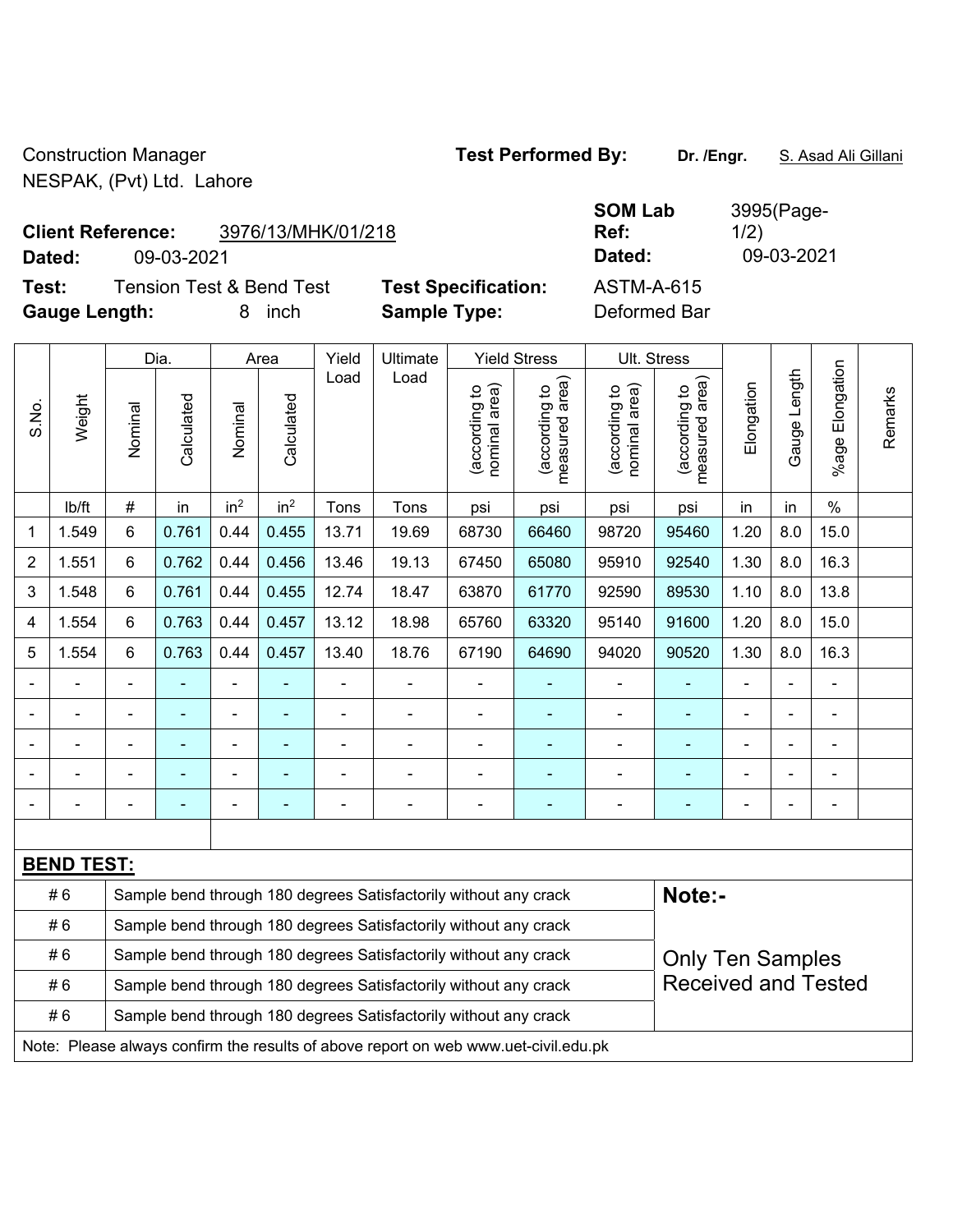Construction Manager
NESPAK, (Pvt) Ltd. Lahore

**Test Performed By:** **Dr. /Engr.** S. Asad Ali Gillani

**Client Reference:** 3976/13/MHK/01/218
**Dated:** 09-03-2021

**SOM Lab Ref:** 3995(Page-1/2)
**Dated:** 09-03-2021

**Test:** Tension Test & Bend Test
**Gauge Length:** 8 inch

**Test Specification:** ASTM-A-615
**Sample Type:** Deformed Bar

| S.No. | Weight | Dia. | | Area | | Yield Load | Ultimate Load | Yield Stress | | Ult. Stress | | Elongation | Gauge Length | %age Elongation | Remarks |
|---|---|---|---|---|---|---|---|---|---|---|---|---|---|---|---|
| | | Nominal | Calculated | Nominal | Calculated | | | (according to nominal area) | (according to measured area) | (according to nominal area) | (according to measured area) | | | | |
| | lb/ft | # | in | $in^2$ | $in^2$ | Tons | Tons | psi | psi | psi | psi | in | in | % | |
| 1 | 1.549 | 6 | 0.761 | 0.44 | 0.455 | 13.71 | 19.69 | 68730 | 66460 | 98720 | 95460 | 1.20 | 8.0 | 15.0 | |
| 2 | 1.551 | 6 | 0.762 | 0.44 | 0.456 | 13.46 | 19.13 | 67450 | 65080 | 95910 | 92540 | 1.30 | 8.0 | 16.3 | |
| 3 | 1.548 | 6 | 0.761 | 0.44 | 0.455 | 12.74 | 18.47 | 63870 | 61770 | 92590 | 89530 | 1.10 | 8.0 | 13.8 | |
| 4 | 1.554 | 6 | 0.763 | 0.44 | 0.457 | 13.12 | 18.98 | 65760 | 63320 | 95140 | 91600 | 1.20 | 8.0 | 15.0 | |
| 5 | 1.554 | 6 | 0.763 | 0.44 | 0.457 | 13.40 | 18.76 | 67190 | 64690 | 94020 | 90520 | 1.30 | 8.0 | 16.3 | |
| - | - | - | - | - | - | - | - | - | - | - | - | - | - | - | |
| - | - | - | - | - | - | - | - | - | - | - | - | - | - | - | |
| - | - | - | - | - | - | - | - | - | - | - | - | - | - | - | |
| - | - | - | - | - | - | - | - | - | - | - | - | - | - | - | |
| - | - | - | - | - | - | - | - | - | - | - | - | - | - | - | |

**BEND TEST:**

| | | |
|---|---|---|
| # 6 | Sample bend through 180 degrees Satisfactorily without any crack | **Note:-** |
| # 6 | Sample bend through 180 degrees Satisfactorily without any crack | |
| # 6 | Sample bend through 180 degrees Satisfactorily without any crack | Only Ten Samples Received and Tested |
| # 6 | Sample bend through 180 degrees Satisfactorily without any crack | |
| # 6 | Sample bend through 180 degrees Satisfactorily without any crack | |

Note: Please always confirm the results of above report on web www.uet-civil.edu.pk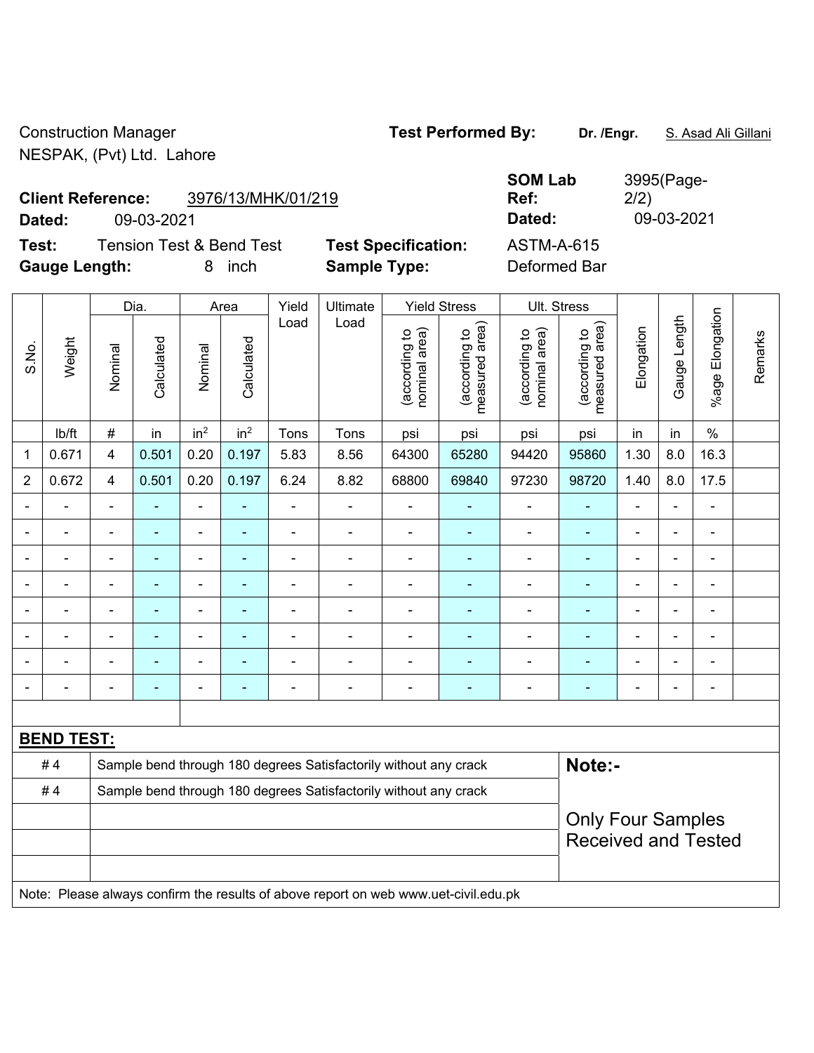Construction Manager
NESPAK, (Pvt) Ltd. Lahore

**Test Performed By:** **Dr. /Engr.** S. Asad Ali Gillani

**Client Reference:** 3976/13/MHK/01/219
**Dated:** 09-03-2021

**SOM Lab Ref:** 3995(Page-2/2)
**Dated:** 09-03-2021

**Test:** Tension Test & Bend Test
**Gauge Length:** 8 inch

**Test Specification:** ASTM-A-615
**Sample Type:** Deformed Bar

| S.No. | Weight | Dia. | | Area | | Yield Load | Ultimate Load | Yield Stress | | Ult. Stress | | Elongation | Gauge Length | %age Elongation | Remarks |
|---|---|---|---|---|---|---|---|---|---|---|---|---|---|---|---|
| | | Nominal | Calculated | Nominal | Calculated | | | (according to nominal area) | (according to measured area) | (according to nominal area) | (according to measured area) | | | | |
| | lb/ft | # | in | in$^2$ | in$^2$ | Tons | Tons | psi | psi | psi | psi | in | in | % | |
| 1 | 0.671 | 4 | 0.501 | 0.20 | 0.197 | 5.83 | 8.56 | 64300 | 65280 | 94420 | 95860 | 1.30 | 8.0 | 16.3 | |
| 2 | 0.672 | 4 | 0.501 | 0.20 | 0.197 | 6.24 | 8.82 | 68800 | 69840 | 97230 | 98720 | 1.40 | 8.0 | 17.5 | |
| - | - | - | - | - | - | - | - | - | - | - | - | - | - | - | |
| - | - | - | - | - | - | - | - | - | - | - | - | - | - | - | |
| - | - | - | - | - | - | - | - | - | - | - | - | - | - | - | |
| - | - | - | - | - | - | - | - | - | - | - | - | - | - | - | |
| - | - | - | - | - | - | - | - | - | - | - | - | - | - | - | |
| - | - | - | - | - | - | - | - | - | - | - | - | - | - | - | |
| - | - | - | - | - | - | - | - | - | - | - | - | - | - | - | |
| - | - | - | - | - | - | - | - | - | - | - | - | - | - | - | |

**BEND TEST:**

| | | |
|---|---|---|
| # 4 | Sample bend through 180 degrees Satisfactorily without any crack | **Note:-** |
| # 4 | Sample bend through 180 degrees Satisfactorily without any crack | |
| | | Only Four Samples Received and Tested |
| | | |
| | | |

Note: Please always confirm the results of above report on web www.uet-civil.edu.pk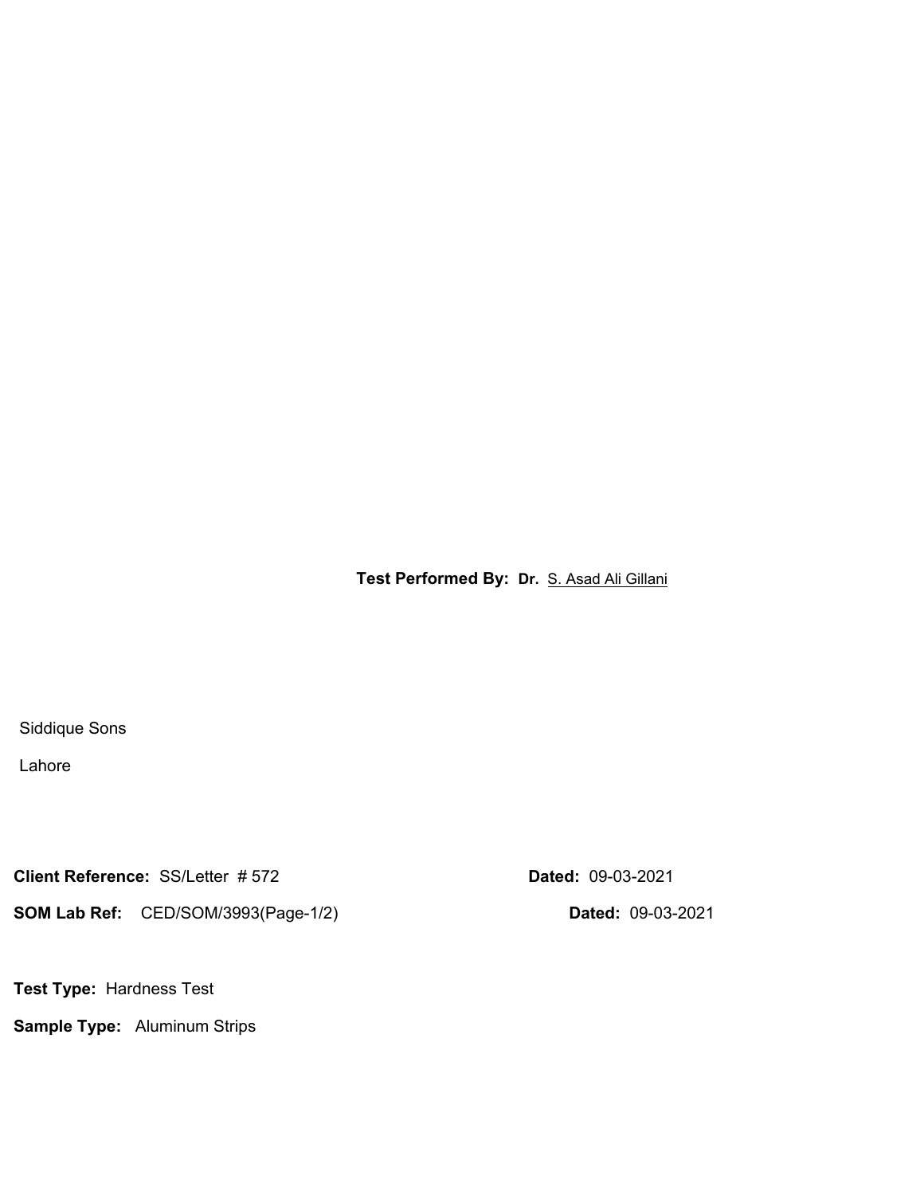**Test Performed By:** **Dr.** S. Asad Ali Gillani

Siddique Sons

Lahore

**Client Reference:** SS/Letter # 572 **Dated:** 09-03-2021

**SOM Lab Ref:** CED/SOM/3993(Page-1/2) **Dated:** 09-03-2021

**Test Type:** Hardness Test

**Sample Type:** Aluminum Strips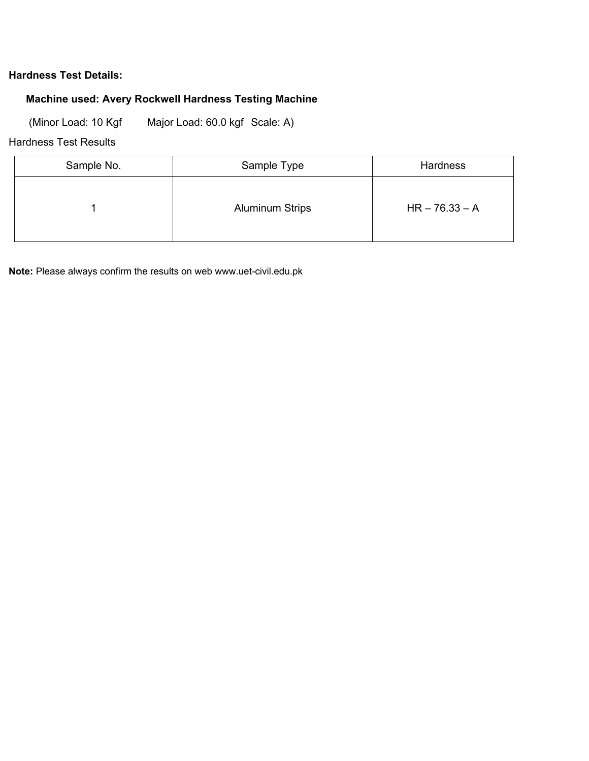**Hardness Test Details:**

**Machine used: Avery Rockwell Hardness Testing Machine**

(Minor Load: 10 Kgf Major Load: 60.0 kgf Scale: A)

Hardness Test Results

| Sample No. | Sample Type | Hardness |
|---|---|---|
| 1 | Aluminum Strips | HR – 76.33 – A |

**Note:** Please always confirm the results on web www.uet-civil.edu.pk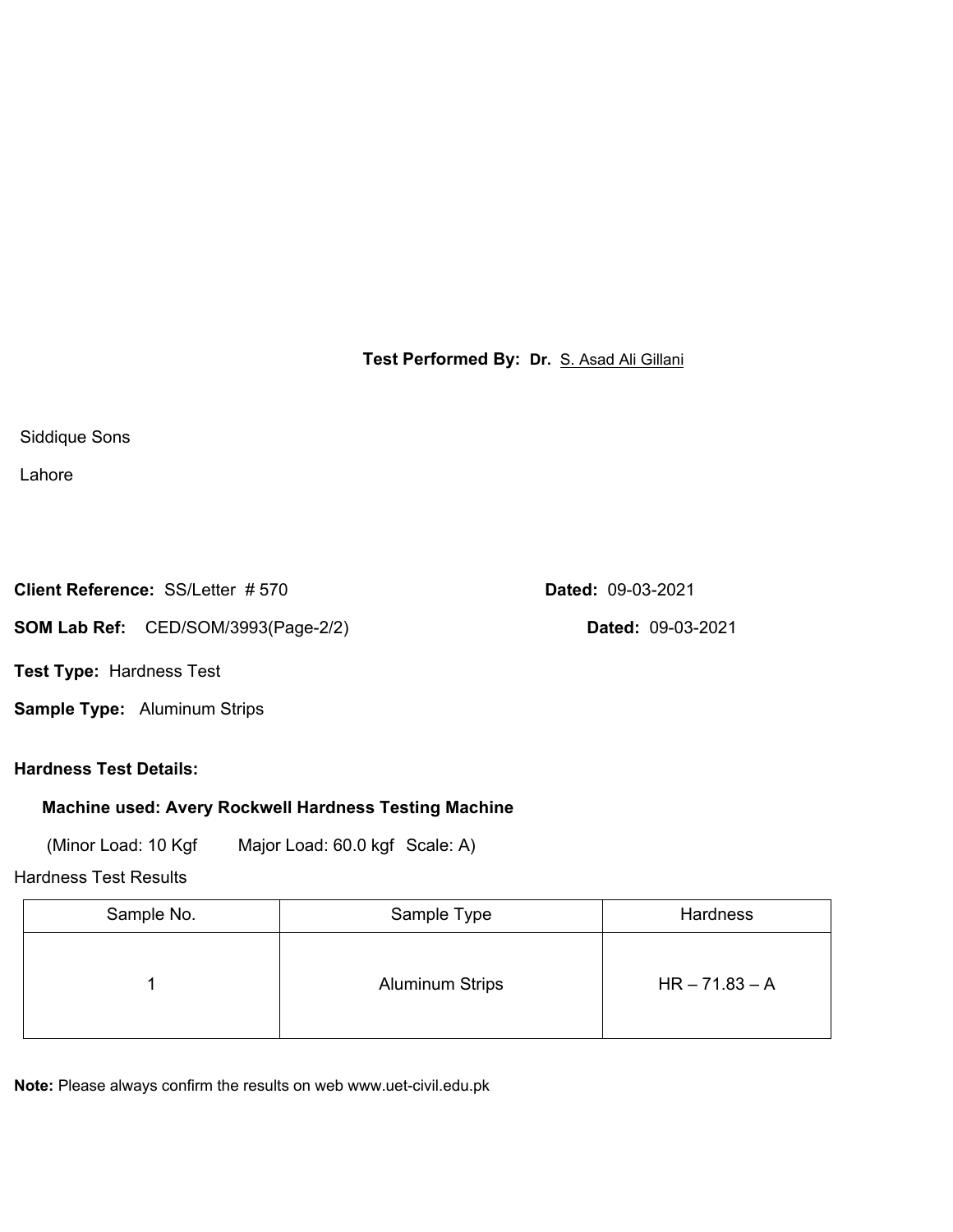**Test Performed By:** **Dr.** S. Asad Ali Gillani

Siddique Sons

Lahore

**Client Reference:** SS/Letter # 570 **Dated:** 09-03-2021

**SOM Lab Ref:** CED/SOM/3993(Page-2/2) **Dated:** 09-03-2021

**Test Type:** Hardness Test

**Sample Type:** Aluminum Strips

**Hardness Test Details:**

**Machine used: Avery Rockwell Hardness Testing Machine**

(Minor Load: 10 Kgf Major Load: 60.0 kgf Scale: A)

Hardness Test Results

| Sample No. | Sample Type | Hardness |
|---|---|---|
| 1 | Aluminum Strips | HR – 71.83 – A |

**Note:** Please always confirm the results on web www.uet-civil.edu.pk